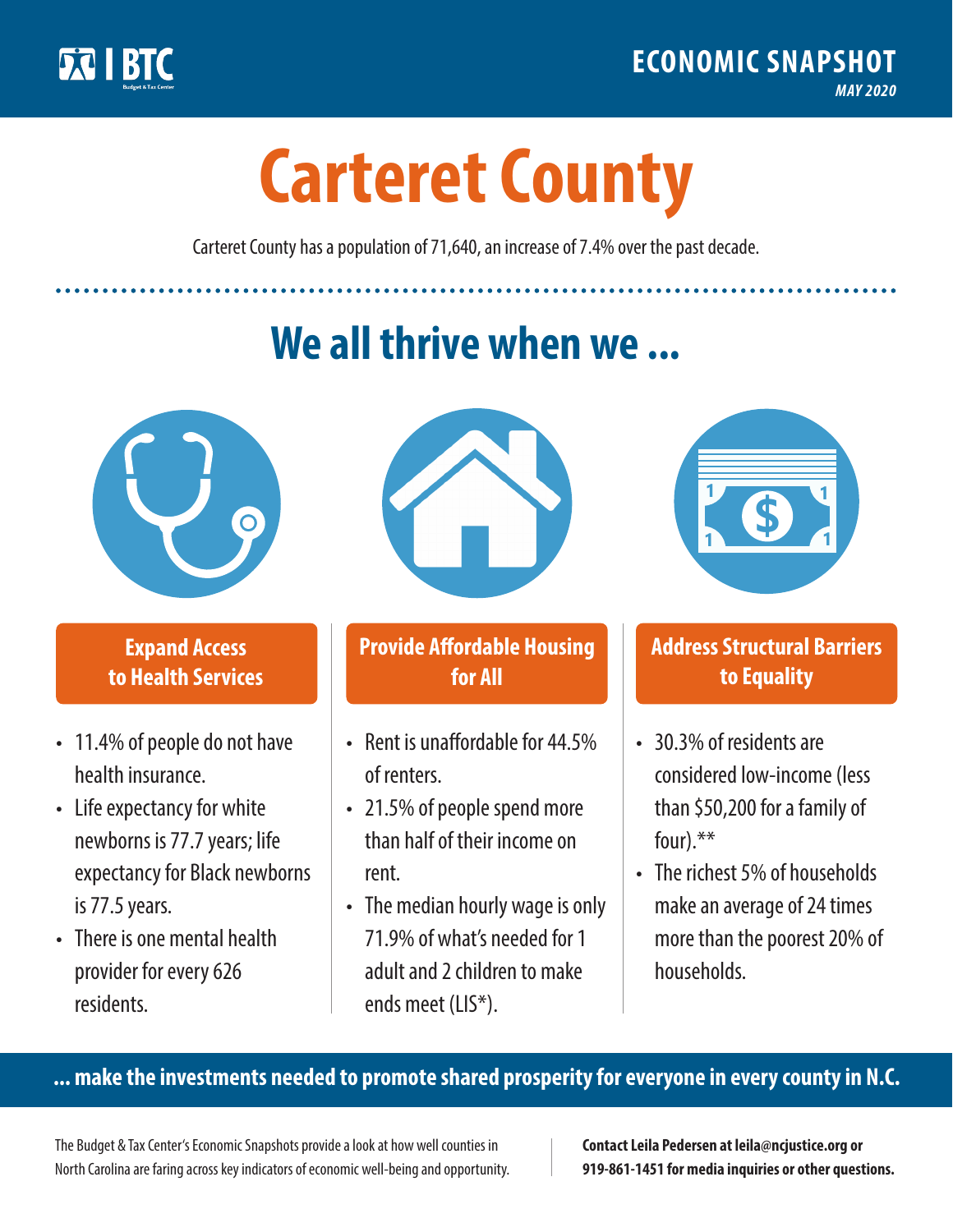BTC Budget & Tax Center

**ECONOMIC SNAPSHOT**
*MAY 2020*

# Carteret County

Carteret County has a population of 71,640, an increase of 7.4% over the past decade.

## We all thrive when we ...

### Expand Access to Health Services

- 11.4% of people do not have health insurance.
- Life expectancy for white newborns is 77.7 years; life expectancy for Black newborns is 77.5 years.
- There is one mental health provider for every 626 residents.

### Provide Affordable Housing for All

- Rent is unaffordable for 44.5% of renters.
- 21.5% of people spend more than half of their income on rent.
- The median hourly wage is only 71.9% of what's needed for 1 adult and 2 children to make ends meet (LIS*).

### Address Structural Barriers to Equality

- 30.3% of residents are considered low-income (less than $50,200 for a family of four).**
- The richest 5% of households make an average of 24 times more than the poorest 20% of households.

**... make the investments needed to promote shared prosperity for everyone in every county in N.C.**

The Budget & Tax Center's Economic Snapshots provide a look at how well counties in North Carolina are faring across key indicators of economic well-being and opportunity.

**Contact Leila Pedersen at leila@ncjustice.org or 919-861-1451 for media inquiries or other questions.**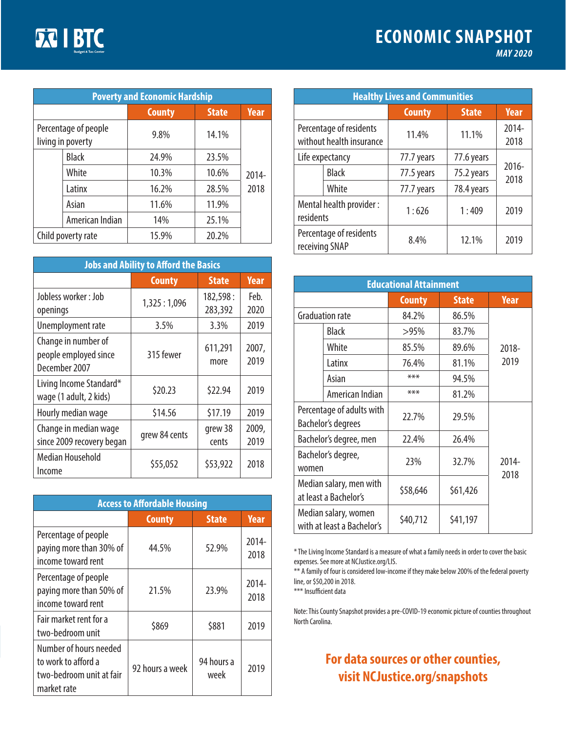# ECONOMIC SNAPSHOT

*MAY 2020*

| Poverty and Economic Hardship | | County | State | Year |
|---|---|---|---|---|
| Percentage of people living in poverty | | 9.8% | 14.1% | 2014-2018 |
| | Black | 24.9% | 23.5% | |
| | White | 10.3% | 10.6% | |
| | Latinx | 16.2% | 28.5% | |
| | Asian | 11.6% | 11.9% | |
| | American Indian | 14% | 25.1% | |
| Child poverty rate | | 15.9% | 20.2% | |

| Jobs and Ability to Afford the Basics | County | State | Year |
|---|---|---|---|
| Jobless worker : Job openings | 1,325 : 1,096 | 182,598 : 283,392 | Feb. 2020 |
| Unemployment rate | 3.5% | 3.3% | 2019 |
| Change in number of people employed since December 2007 | 315 fewer | 611,291 more | 2007, 2019 |
| Living Income Standard* wage (1 adult, 2 kids) | $20.23 | $22.94 | 2019 |
| Hourly median wage | $14.56 | $17.19 | 2019 |
| Change in median wage since 2009 recovery began | grew 84 cents | grew 38 cents | 2009, 2019 |
| Median Household Income | $55,052 | $53,922 | 2018 |

| Access to Affordable Housing | County | State | Year |
|---|---|---|---|
| Percentage of people paying more than 30% of income toward rent | 44.5% | 52.9% | 2014-2018 |
| Percentage of people paying more than 50% of income toward rent | 21.5% | 23.9% | 2014-2018 |
| Fair market rent for a two-bedroom unit | $869 | $881 | 2019 |
| Number of hours needed to work to afford a two-bedroom unit at fair market rate | 92 hours a week | 94 hours a week | 2019 |

| Healthy Lives and Communities | | County | State | Year |
|---|---|---|---|---|
| Percentage of residents without health insurance | | 11.4% | 11.1% | 2014-2018 |
| Life expectancy | | 77.7 years | 77.6 years | 2016-2018 |
| | Black | 77.5 years | 75.2 years | |
| | White | 77.7 years | 78.4 years | |
| Mental health provider : residents | | 1 : 626 | 1 : 409 | 2019 |
| Percentage of residents receiving SNAP | | 8.4% | 12.1% | 2019 |

| Educational Attainment | | County | State | Year |
|---|---|---|---|---|
| Graduation rate | | 84.2% | 86.5% | 2018-2019 |
| | Black | >95% | 83.7% | |
| | White | 85.5% | 89.6% | |
| | Latinx | 76.4% | 81.1% | |
| | Asian | *** | 94.5% | |
| | American Indian | *** | 81.2% | |
| Percentage of adults with Bachelor's degrees | | 22.7% | 29.5% | 2014-2018 |
| Bachelor's degree, men | | 22.4% | 26.4% | |
| Bachelor's degree, women | | 23% | 32.7% | |
| Median salary, men with at least a Bachelor's | | $58,646 | $61,426 | |
| Median salary, women with at least a Bachelor's | | $40,712 | $41,197 | |

* The Living Income Standard is a measure of what a family needs in order to cover the basic expenses. See more at NCJustice.org/LIS.

** A family of four is considered low-income if they make below 200% of the federal poverty line, or $50,200 in 2018.

*** Insufficient data

Note: This County Snapshot provides a pre-COVID-19 economic picture of counties throughout North Carolina.

**For data sources or other counties, visit NCJustice.org/snapshots**